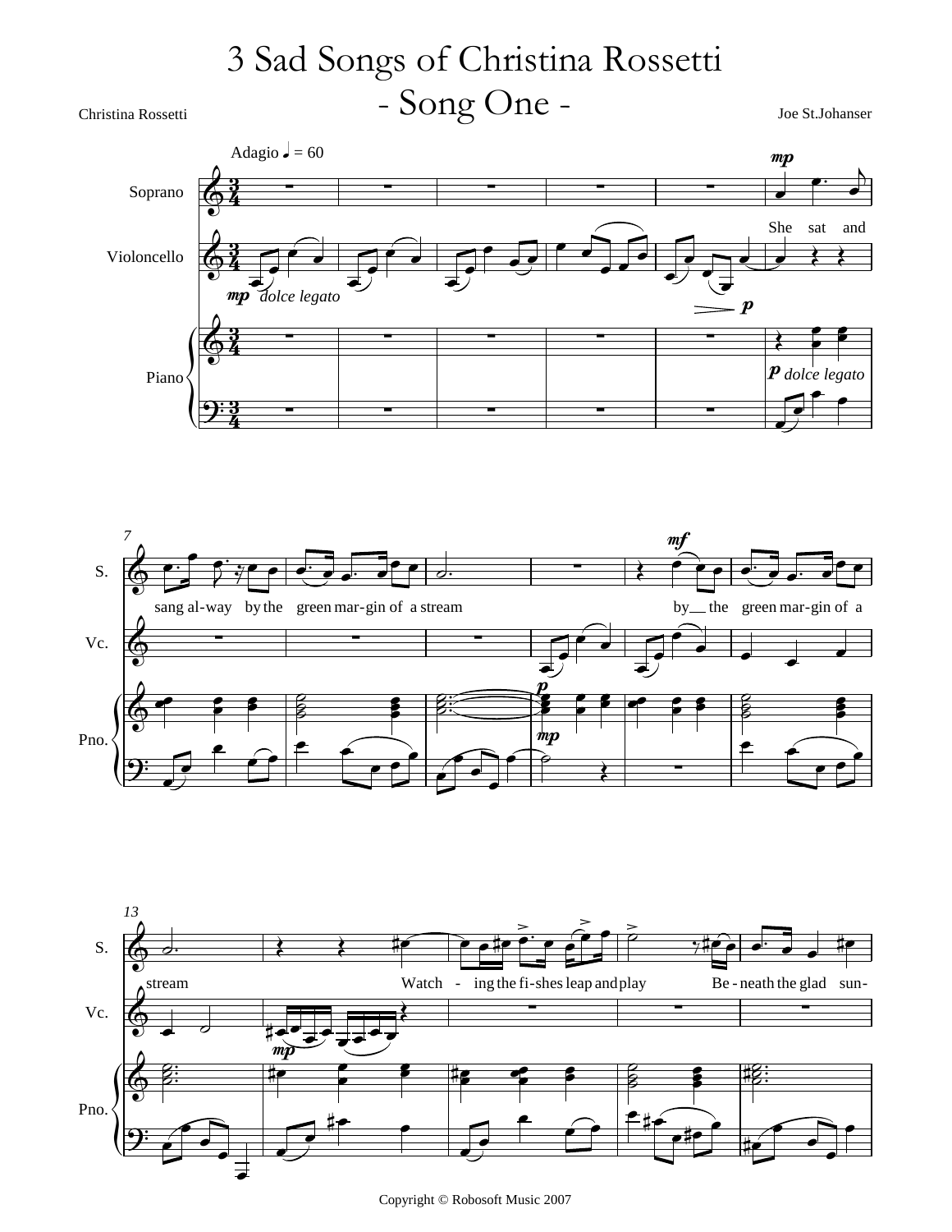# 3 Sad Songs of Christina Rossetti
## - Song One -

Christina Rossetti

Joe St.Johanser

Copyright © Robosoft Music 2007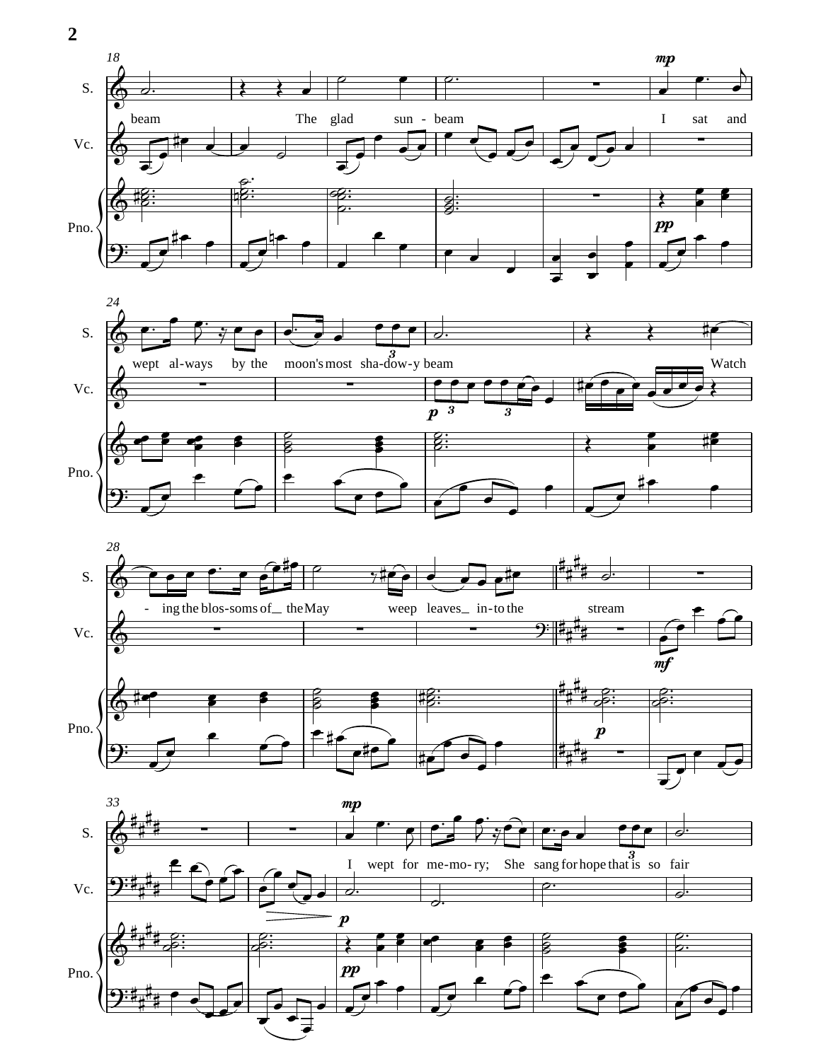S.

Vc.

Pno.

beam The glad sun - beam I sat and wept al-ways by the moon's most sha-dow-y beam Watch - ing the blos-soms of the May weep leaves into the stream I wept for me-mo-ry; She sang for hope that is so fair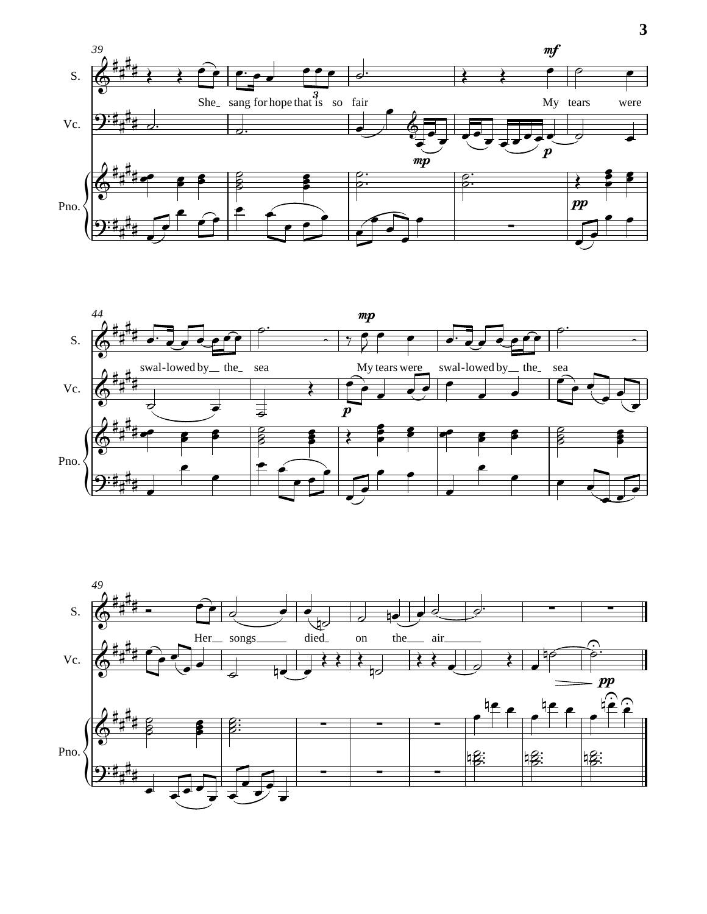She sang for hope that is so fair

My tears were swal-lowed by the sea

My tears were swal-lowed by the sea

Her songs died on the air